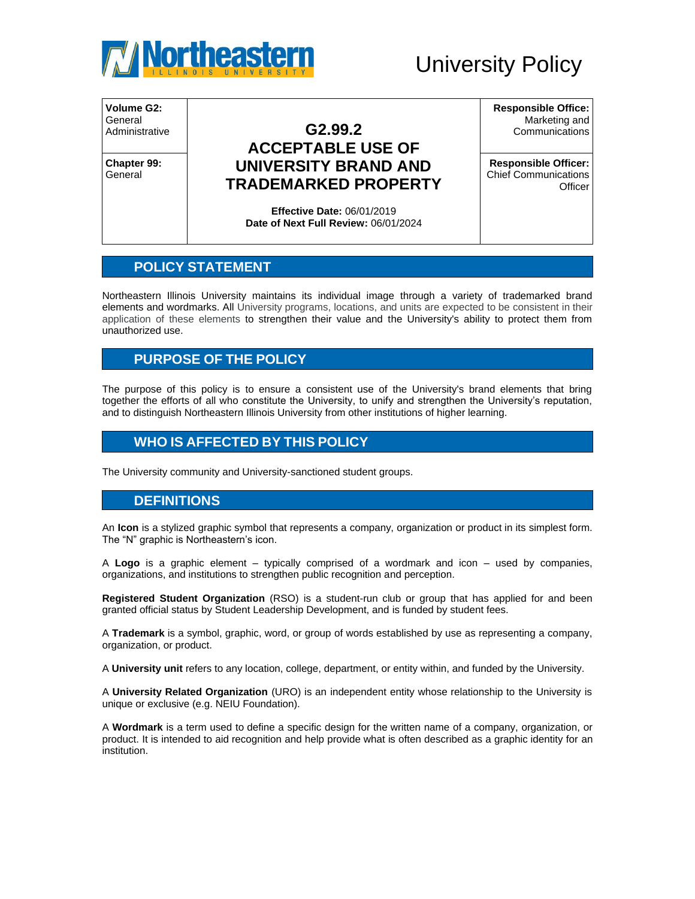Northeastern Illinois University

University Policy

| **Volume G2:** General Administrative | **G2.99.2 ACCEPTABLE USE OF UNIVERSITY BRAND AND TRADEMARKED PROPERTY** | **Responsible Office:** Marketing and Communications |
|---|---|---|
| **Chapter 99:** General | **Effective Date:** 06/01/2019<br>**Date of Next Full Review:** 06/01/2024 | **Responsible Officer:** Chief Communications Officer |

## POLICY STATEMENT

Northeastern Illinois University maintains its individual image through a variety of trademarked brand elements and wordmarks. All University programs, locations, and units are expected to be consistent in their application of these elements to strengthen their value and the University's ability to protect them from unauthorized use.

## PURPOSE OF THE POLICY

The purpose of this policy is to ensure a consistent use of the University's brand elements that bring together the efforts of all who constitute the University, to unify and strengthen the University's reputation, and to distinguish Northeastern Illinois University from other institutions of higher learning.

## WHO IS AFFECTED BY THIS POLICY

The University community and University-sanctioned student groups.

## DEFINITIONS

An **Icon** is a stylized graphic symbol that represents a company, organization or product in its simplest form. The "N" graphic is Northeastern's icon.

A **Logo** is a graphic element – typically comprised of a wordmark and icon – used by companies, organizations, and institutions to strengthen public recognition and perception.

**Registered Student Organization** (RSO) is a student-run club or group that has applied for and been granted official status by Student Leadership Development, and is funded by student fees.

A **Trademark** is a symbol, graphic, word, or group of words established by use as representing a company, organization, or product.

A **University unit** refers to any location, college, department, or entity within, and funded by the University.

A **University Related Organization** (URO) is an independent entity whose relationship to the University is unique or exclusive (e.g. NEIU Foundation).

A **Wordmark** is a term used to define a specific design for the written name of a company, organization, or product. It is intended to aid recognition and help provide what is often described as a graphic identity for an institution.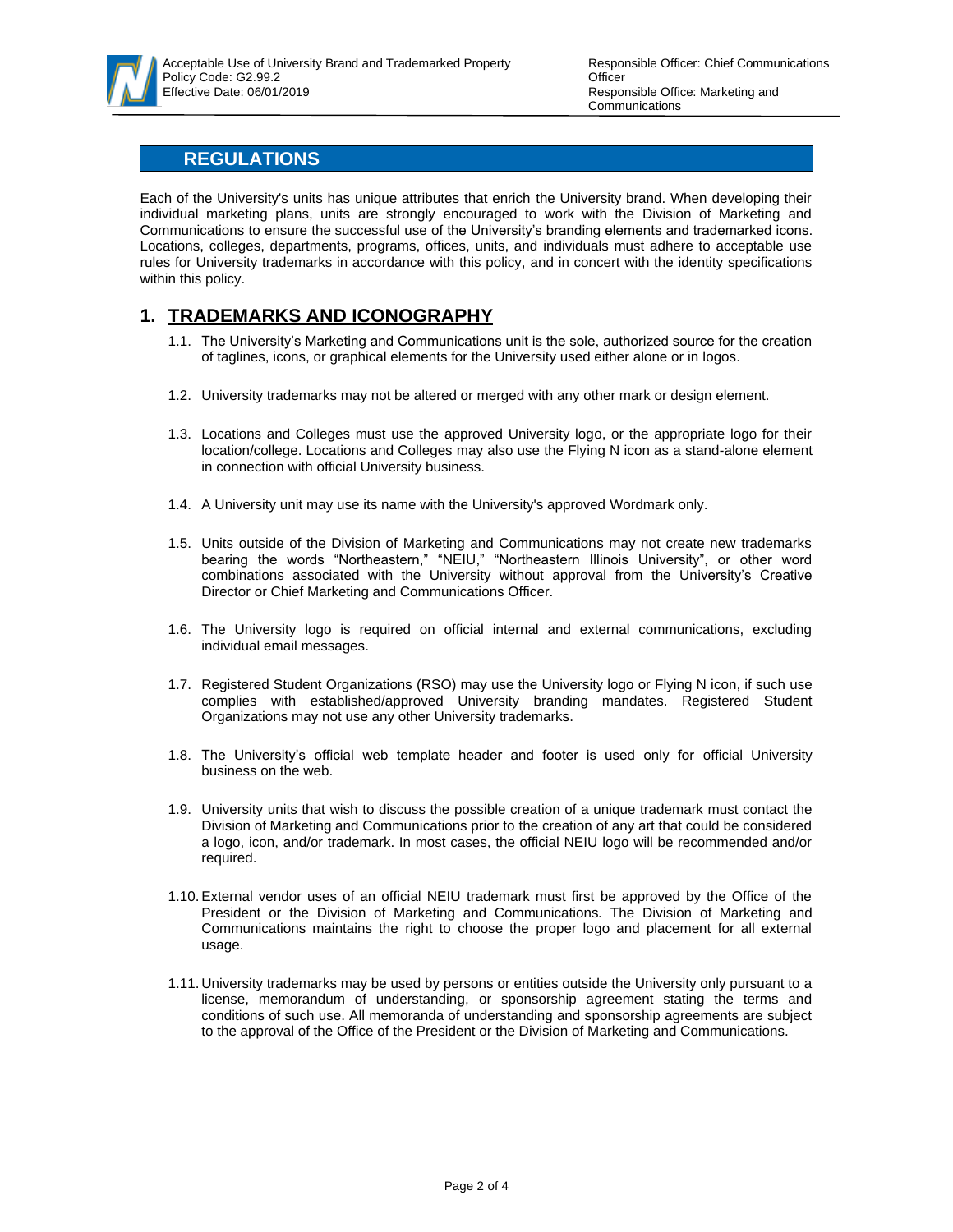## REGULATIONS

Each of the University's units has unique attributes that enrich the University brand. When developing their individual marketing plans, units are strongly encouraged to work with the Division of Marketing and Communications to ensure the successful use of the University's branding elements and trademarked icons. Locations, colleges, departments, programs, offices, units, and individuals must adhere to acceptable use rules for University trademarks in accordance with this policy, and in concert with the identity specifications within this policy.

## 1. TRADEMARKS AND ICONOGRAPHY

1.1. The University's Marketing and Communications unit is the sole, authorized source for the creation of taglines, icons, or graphical elements for the University used either alone or in logos.

1.2. University trademarks may not be altered or merged with any other mark or design element.

1.3. Locations and Colleges must use the approved University logo, or the appropriate logo for their location/college. Locations and Colleges may also use the Flying N icon as a stand-alone element in connection with official University business.

1.4. A University unit may use its name with the University's approved Wordmark only.

1.5. Units outside of the Division of Marketing and Communications may not create new trademarks bearing the words "Northeastern," "NEIU," "Northeastern Illinois University", or other word combinations associated with the University without approval from the University's Creative Director or Chief Marketing and Communications Officer.

1.6. The University logo is required on official internal and external communications, excluding individual email messages.

1.7. Registered Student Organizations (RSO) may use the University logo or Flying N icon, if such use complies with established/approved University branding mandates. Registered Student Organizations may not use any other University trademarks.

1.8. The University's official web template header and footer is used only for official University business on the web.

1.9. University units that wish to discuss the possible creation of a unique trademark must contact the Division of Marketing and Communications prior to the creation of any art that could be considered a logo, icon, and/or trademark. In most cases, the official NEIU logo will be recommended and/or required.

1.10. External vendor uses of an official NEIU trademark must first be approved by the Office of the President or the Division of Marketing and Communications. The Division of Marketing and Communications maintains the right to choose the proper logo and placement for all external usage.

1.11. University trademarks may be used by persons or entities outside the University only pursuant to a license, memorandum of understanding, or sponsorship agreement stating the terms and conditions of such use. All memoranda of understanding and sponsorship agreements are subject to the approval of the Office of the President or the Division of Marketing and Communications.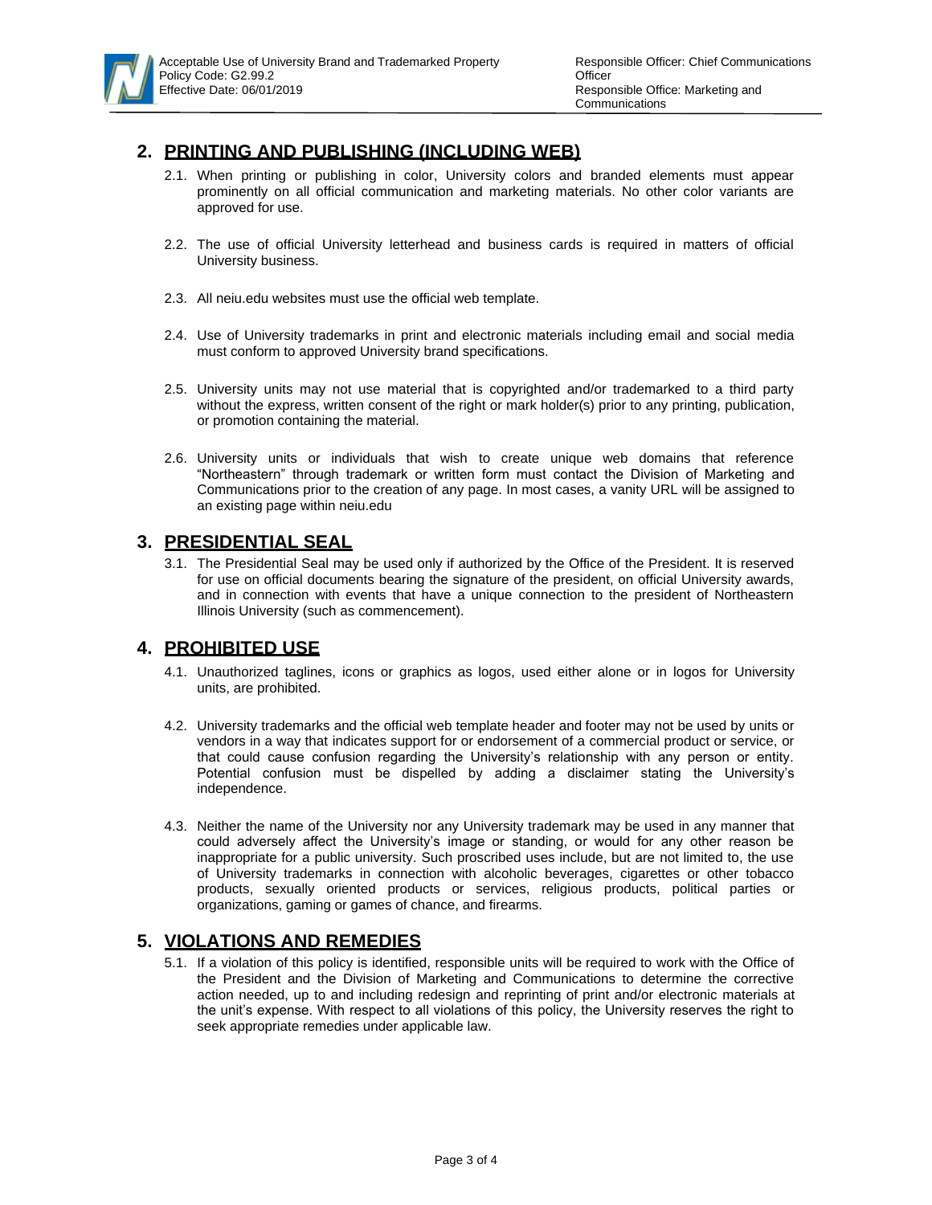## 2. PRINTING AND PUBLISHING (INCLUDING WEB)

2.1. When printing or publishing in color, University colors and branded elements must appear prominently on all official communication and marketing materials. No other color variants are approved for use.

2.2. The use of official University letterhead and business cards is required in matters of official University business.

2.3. All neiu.edu websites must use the official web template.

2.4. Use of University trademarks in print and electronic materials including email and social media must conform to approved University brand specifications.

2.5. University units may not use material that is copyrighted and/or trademarked to a third party without the express, written consent of the right or mark holder(s) prior to any printing, publication, or promotion containing the material.

2.6. University units or individuals that wish to create unique web domains that reference "Northeastern" through trademark or written form must contact the Division of Marketing and Communications prior to the creation of any page. In most cases, a vanity URL will be assigned to an existing page within neiu.edu

## 3. PRESIDENTIAL SEAL

3.1. The Presidential Seal may be used only if authorized by the Office of the President. It is reserved for use on official documents bearing the signature of the president, on official University awards, and in connection with events that have a unique connection to the president of Northeastern Illinois University (such as commencement).

## 4. PROHIBITED USE

4.1. Unauthorized taglines, icons or graphics as logos, used either alone or in logos for University units, are prohibited.

4.2. University trademarks and the official web template header and footer may not be used by units or vendors in a way that indicates support for or endorsement of a commercial product or service, or that could cause confusion regarding the University's relationship with any person or entity. Potential confusion must be dispelled by adding a disclaimer stating the University's independence.

4.3. Neither the name of the University nor any University trademark may be used in any manner that could adversely affect the University's image or standing, or would for any other reason be inappropriate for a public university. Such proscribed uses include, but are not limited to, the use of University trademarks in connection with alcoholic beverages, cigarettes or other tobacco products, sexually oriented products or services, religious products, political parties or organizations, gaming or games of chance, and firearms.

## 5. VIOLATIONS AND REMEDIES

5.1. If a violation of this policy is identified, responsible units will be required to work with the Office of the President and the Division of Marketing and Communications to determine the corrective action needed, up to and including redesign and reprinting of print and/or electronic materials at the unit's expense. With respect to all violations of this policy, the University reserves the right to seek appropriate remedies under applicable law.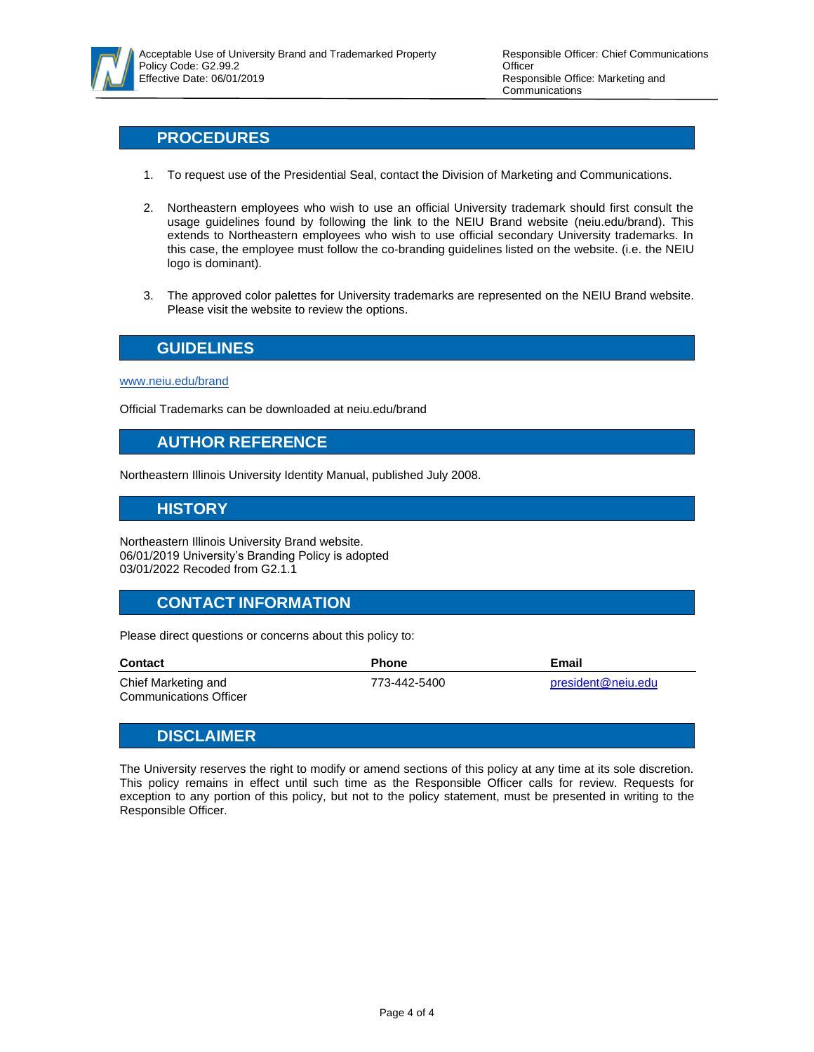## PROCEDURES

1. To request use of the Presidential Seal, contact the Division of Marketing and Communications.

2. Northeastern employees who wish to use an official University trademark should first consult the usage guidelines found by following the link to the NEIU Brand website (neiu.edu/brand). This extends to Northeastern employees who wish to use official secondary University trademarks. In this case, the employee must follow the co-branding guidelines listed on the website. (i.e. the NEIU logo is dominant).

3. The approved color palettes for University trademarks are represented on the NEIU Brand website. Please visit the website to review the options.

## GUIDELINES

www.neiu.edu/brand

Official Trademarks can be downloaded at neiu.edu/brand

## AUTHOR REFERENCE

Northeastern Illinois University Identity Manual, published July 2008.

## HISTORY

Northeastern Illinois University Brand website.
06/01/2019 University's Branding Policy is adopted
03/01/2022 Recoded from G2.1.1

## CONTACT INFORMATION

Please direct questions or concerns about this policy to:

| Contact | Phone | Email |
|---|---|---|
| Chief Marketing and Communications Officer | 773-442-5400 | president@neiu.edu |

## DISCLAIMER

The University reserves the right to modify or amend sections of this policy at any time at its sole discretion. This policy remains in effect until such time as the Responsible Officer calls for review. Requests for exception to any portion of this policy, but not to the policy statement, must be presented in writing to the Responsible Officer.